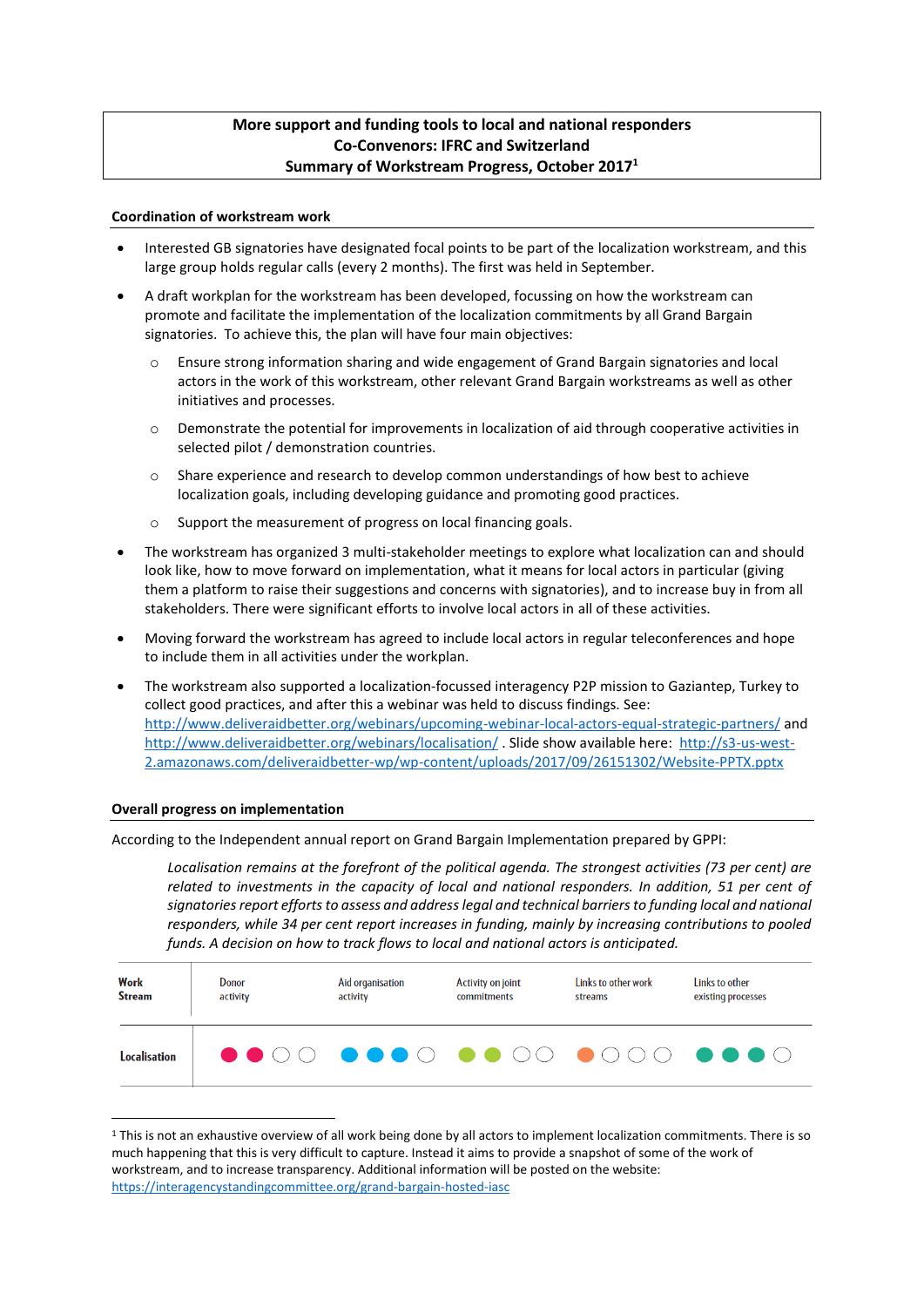**More support and funding tools to local and national responders**
**Co-Convenors: IFRC and Switzerland**
**Summary of Workstream Progress, October 2017**[1]

## Coordination of workstream work

- Interested GB signatories have designated focal points to be part of the localization workstream, and this large group holds regular calls (every 2 months). The first was held in September.
- A draft workplan for the workstream has been developed, focussing on how the workstream can promote and facilitate the implementation of the localization commitments by all Grand Bargain signatories. To achieve this, the plan will have four main objectives:
  - Ensure strong information sharing and wide engagement of Grand Bargain signatories and local actors in the work of this workstream, other relevant Grand Bargain workstreams as well as other initiatives and processes.
  - Demonstrate the potential for improvements in localization of aid through cooperative activities in selected pilot / demonstration countries.
  - Share experience and research to develop common understandings of how best to achieve localization goals, including developing guidance and promoting good practices.
  - Support the measurement of progress on local financing goals.
- The workstream has organized 3 multi-stakeholder meetings to explore what localization can and should look like, how to move forward on implementation, what it means for local actors in particular (giving them a platform to raise their suggestions and concerns with signatories), and to increase buy in from all stakeholders. There were significant efforts to involve local actors in all of these activities.
- Moving forward the workstream has agreed to include local actors in regular teleconferences and hope to include them in all activities under the workplan.
- The workstream also supported a localization-focussed interagency P2P mission to Gaziantep, Turkey to collect good practices, and after this a webinar was held to discuss findings. See: http://www.deliveraidbetter.org/webinars/upcoming-webinar-local-actors-equal-strategic-partners/ and http://www.deliveraidbetter.org/webinars/localisation/ . Slide show available here: http://s3-us-west-2.amazonaws.com/deliveraidbetter-wp/wp-content/uploads/2017/09/26151302/Website-PPTX.pptx

## Overall progress on implementation

According to the Independent annual report on Grand Bargain Implementation prepared by GPPI:

> *Localisation remains at the forefront of the political agenda. The strongest activities (73 per cent) are related to investments in the capacity of local and national responders. In addition, 51 per cent of signatories report efforts to assess and address legal and technical barriers to funding local and national responders, while 34 per cent report increases in funding, mainly by increasing contributions to pooled funds. A decision on how to track flows to local and national actors is anticipated.*

| Work Stream | Donor activity | Aid organisation activity | Activity on joint commitments | Links to other work streams | Links to other existing processes |
|---|---|---|---|---|---|
| Localisation | ●●○○ | ●●●○ | ●●○○ | ●○○○ | ●●●○ |

[1] This is not an exhaustive overview of all work being done by all actors to implement localization commitments. There is so much happening that this is very difficult to capture. Instead it aims to provide a snapshot of some of the work of workstream, and to increase transparency. Additional information will be posted on the website: https://interagencystandingcommittee.org/grand-bargain-hosted-iasc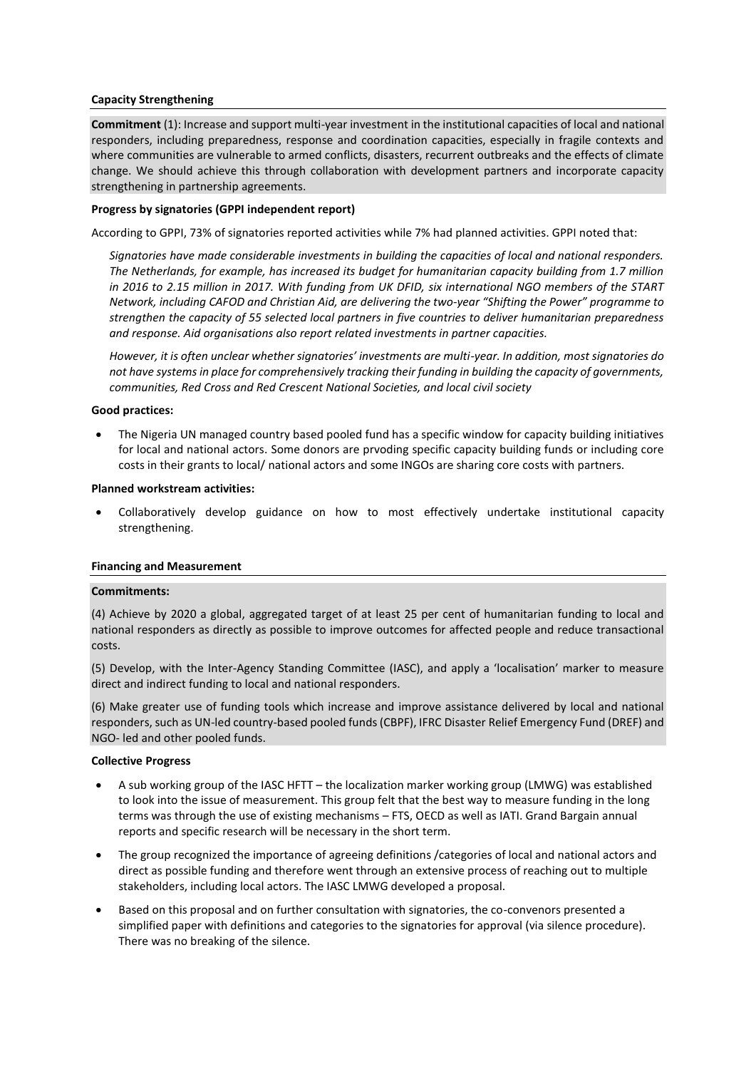**Capacity Strengthening**

**Commitment** (1): Increase and support multi-year investment in the institutional capacities of local and national responders, including preparedness, response and coordination capacities, especially in fragile contexts and where communities are vulnerable to armed conflicts, disasters, recurrent outbreaks and the effects of climate change. We should achieve this through collaboration with development partners and incorporate capacity strengthening in partnership agreements.

**Progress by signatories (GPPI independent report)**

According to GPPI, 73% of signatories reported activities while 7% had planned activities. GPPI noted that:

*Signatories have made considerable investments in building the capacities of local and national responders. The Netherlands, for example, has increased its budget for humanitarian capacity building from 1.7 million in 2016 to 2.15 million in 2017. With funding from UK DFID, six international NGO members of the START Network, including CAFOD and Christian Aid, are delivering the two-year "Shifting the Power" programme to strengthen the capacity of 55 selected local partners in five countries to deliver humanitarian preparedness and response. Aid organisations also report related investments in partner capacities.*

*However, it is often unclear whether signatories' investments are multi-year. In addition, most signatories do not have systems in place for comprehensively tracking their funding in building the capacity of governments, communities, Red Cross and Red Crescent National Societies, and local civil society*

**Good practices:**

- The Nigeria UN managed country based pooled fund has a specific window for capacity building initiatives for local and national actors. Some donors are prvoding specific capacity building funds or including core costs in their grants to local/ national actors and some INGOs are sharing core costs with partners.

**Planned workstream activities:**

- Collaboratively develop guidance on how to most effectively undertake institutional capacity strengthening.

**Financing and Measurement**

**Commitments:**

(4) Achieve by 2020 a global, aggregated target of at least 25 per cent of humanitarian funding to local and national responders as directly as possible to improve outcomes for affected people and reduce transactional costs.

(5) Develop, with the Inter-Agency Standing Committee (IASC), and apply a 'localisation' marker to measure direct and indirect funding to local and national responders.

(6) Make greater use of funding tools which increase and improve assistance delivered by local and national responders, such as UN-led country-based pooled funds (CBPF), IFRC Disaster Relief Emergency Fund (DREF) and NGO- led and other pooled funds.

**Collective Progress**

- A sub working group of the IASC HFTT – the localization marker working group (LMWG) was established to look into the issue of measurement. This group felt that the best way to measure funding in the long terms was through the use of existing mechanisms – FTS, OECD as well as IATI. Grand Bargain annual reports and specific research will be necessary in the short term.
- The group recognized the importance of agreeing definitions /categories of local and national actors and direct as possible funding and therefore went through an extensive process of reaching out to multiple stakeholders, including local actors. The IASC LMWG developed a proposal.
- Based on this proposal and on further consultation with signatories, the co-convenors presented a simplified paper with definitions and categories to the signatories for approval (via silence procedure). There was no breaking of the silence.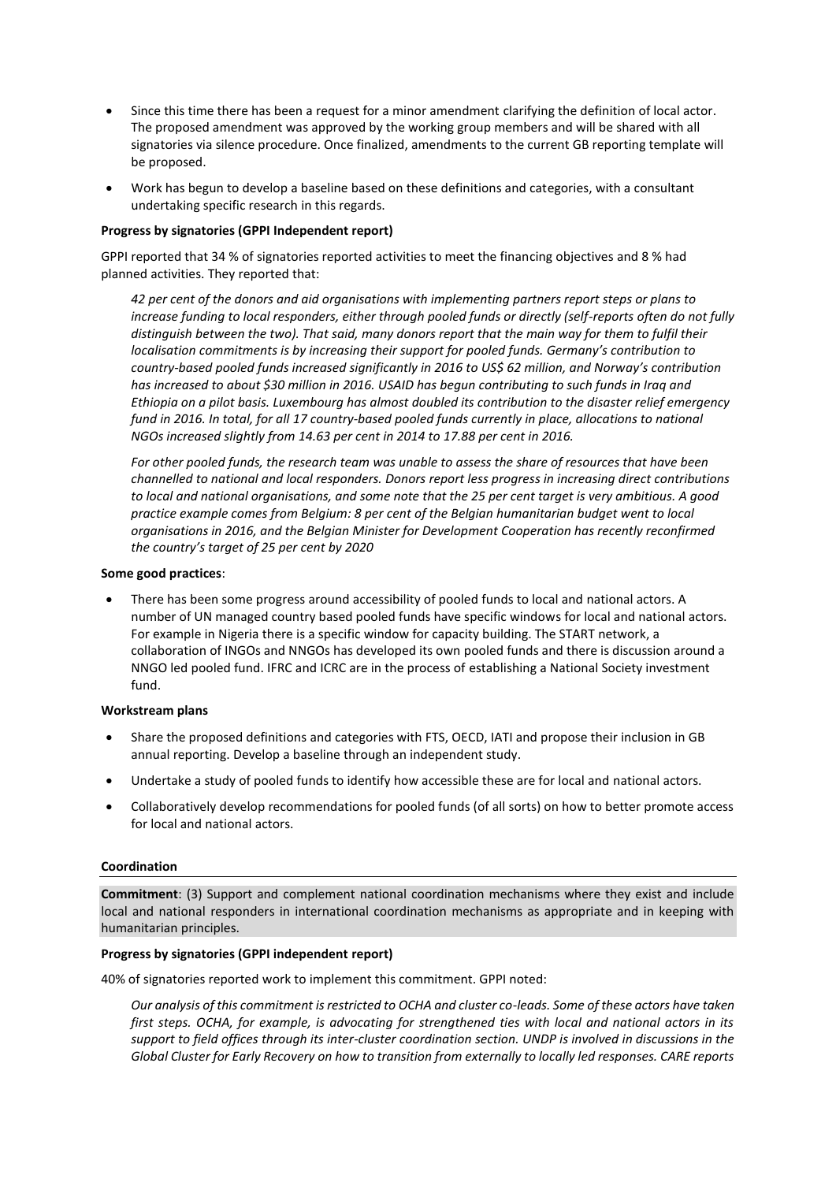- Since this time there has been a request for a minor amendment clarifying the definition of local actor. The proposed amendment was approved by the working group members and will be shared with all signatories via silence procedure. Once finalized, amendments to the current GB reporting template will be proposed.
- Work has begun to develop a baseline based on these definitions and categories, with a consultant undertaking specific research in this regards.

**Progress by signatories (GPPI Independent report)**

GPPI reported that 34 % of signatories reported activities to meet the financing objectives and 8 % had planned activities. They reported that:

> *42 per cent of the donors and aid organisations with implementing partners report steps or plans to increase funding to local responders, either through pooled funds or directly (self-reports often do not fully distinguish between the two). That said, many donors report that the main way for them to fulfil their localisation commitments is by increasing their support for pooled funds. Germany's contribution to country-based pooled funds increased significantly in 2016 to US$ 62 million, and Norway's contribution has increased to about $30 million in 2016. USAID has begun contributing to such funds in Iraq and Ethiopia on a pilot basis. Luxembourg has almost doubled its contribution to the disaster relief emergency fund in 2016. In total, for all 17 country-based pooled funds currently in place, allocations to national NGOs increased slightly from 14.63 per cent in 2014 to 17.88 per cent in 2016.*
>
> *For other pooled funds, the research team was unable to assess the share of resources that have been channelled to national and local responders. Donors report less progress in increasing direct contributions to local and national organisations, and some note that the 25 per cent target is very ambitious. A good practice example comes from Belgium: 8 per cent of the Belgian humanitarian budget went to local organisations in 2016, and the Belgian Minister for Development Cooperation has recently reconfirmed the country's target of 25 per cent by 2020*

**Some good practices**:

- There has been some progress around accessibility of pooled funds to local and national actors. A number of UN managed country based pooled funds have specific windows for local and national actors. For example in Nigeria there is a specific window for capacity building. The START network, a collaboration of INGOs and NNGOs has developed its own pooled funds and there is discussion around a NNGO led pooled fund. IFRC and ICRC are in the process of establishing a National Society investment fund.

**Workstream plans**

- Share the proposed definitions and categories with FTS, OECD, IATI and propose their inclusion in GB annual reporting. Develop a baseline through an independent study.
- Undertake a study of pooled funds to identify how accessible these are for local and national actors.
- Collaboratively develop recommendations for pooled funds (of all sorts) on how to better promote access for local and national actors.

**Coordination**

**Commitment**: (3) Support and complement national coordination mechanisms where they exist and include local and national responders in international coordination mechanisms as appropriate and in keeping with humanitarian principles.

**Progress by signatories (GPPI independent report)**

40% of signatories reported work to implement this commitment. GPPI noted:

> *Our analysis of this commitment is restricted to OCHA and cluster co-leads. Some of these actors have taken first steps. OCHA, for example, is advocating for strengthened ties with local and national actors in its support to field offices through its inter-cluster coordination section. UNDP is involved in discussions in the Global Cluster for Early Recovery on how to transition from externally to locally led responses. CARE reports*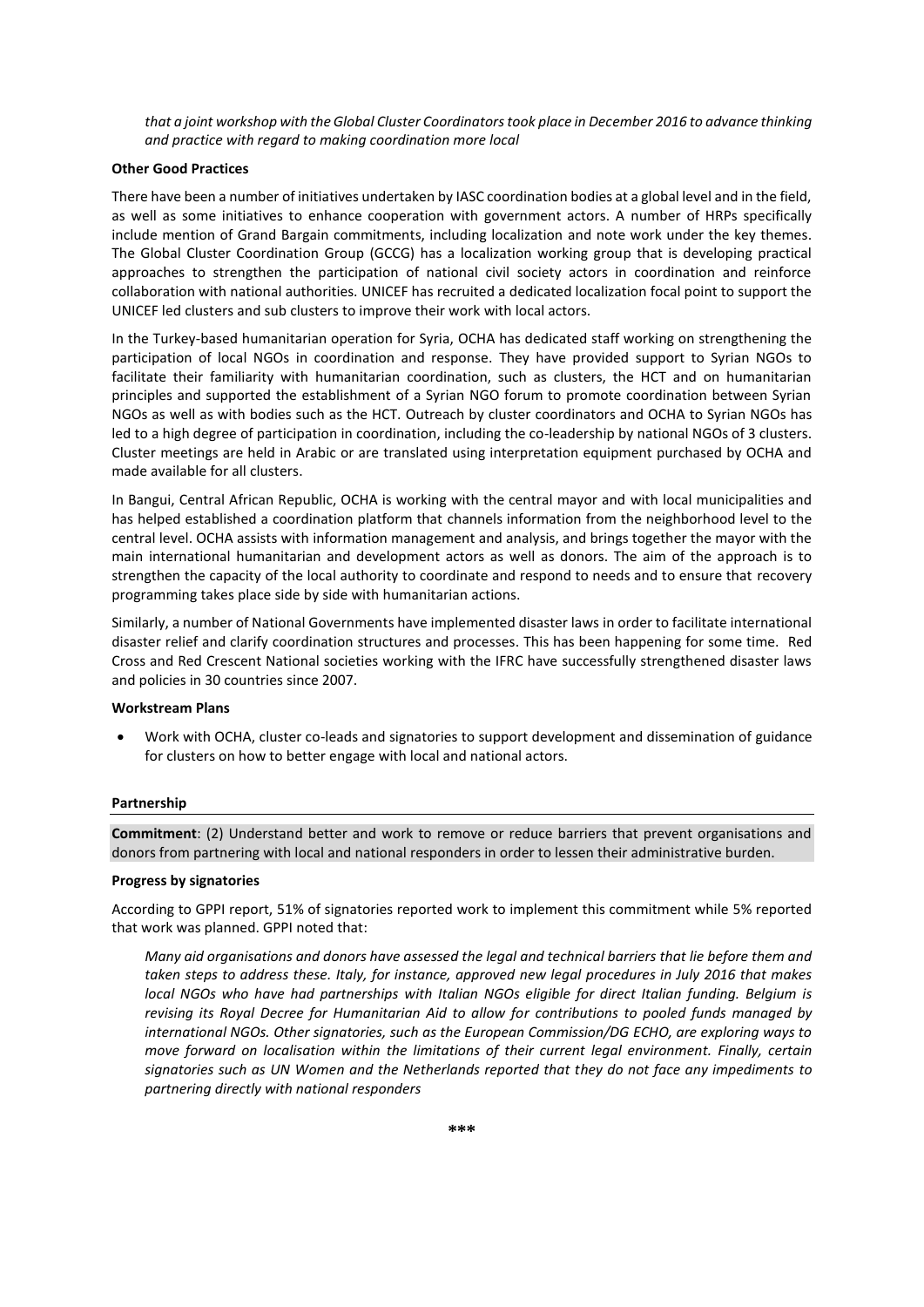*that a joint workshop with the Global Cluster Coordinators took place in December 2016 to advance thinking and practice with regard to making coordination more local*

**Other Good Practices**

There have been a number of initiatives undertaken by IASC coordination bodies at a global level and in the field, as well as some initiatives to enhance cooperation with government actors. A number of HRPs specifically include mention of Grand Bargain commitments, including localization and note work under the key themes. The Global Cluster Coordination Group (GCCG) has a localization working group that is developing practical approaches to strengthen the participation of national civil society actors in coordination and reinforce collaboration with national authorities. UNICEF has recruited a dedicated localization focal point to support the UNICEF led clusters and sub clusters to improve their work with local actors.

In the Turkey-based humanitarian operation for Syria, OCHA has dedicated staff working on strengthening the participation of local NGOs in coordination and response. They have provided support to Syrian NGOs to facilitate their familiarity with humanitarian coordination, such as clusters, the HCT and on humanitarian principles and supported the establishment of a Syrian NGO forum to promote coordination between Syrian NGOs as well as with bodies such as the HCT. Outreach by cluster coordinators and OCHA to Syrian NGOs has led to a high degree of participation in coordination, including the co-leadership by national NGOs of 3 clusters. Cluster meetings are held in Arabic or are translated using interpretation equipment purchased by OCHA and made available for all clusters.

In Bangui, Central African Republic, OCHA is working with the central mayor and with local municipalities and has helped established a coordination platform that channels information from the neighborhood level to the central level. OCHA assists with information management and analysis, and brings together the mayor with the main international humanitarian and development actors as well as donors. The aim of the approach is to strengthen the capacity of the local authority to coordinate and respond to needs and to ensure that recovery programming takes place side by side with humanitarian actions.

Similarly, a number of National Governments have implemented disaster laws in order to facilitate international disaster relief and clarify coordination structures and processes. This has been happening for some time. Red Cross and Red Crescent National societies working with the IFRC have successfully strengthened disaster laws and policies in 30 countries since 2007.

**Workstream Plans**

- Work with OCHA, cluster co-leads and signatories to support development and dissemination of guidance for clusters on how to better engage with local and national actors.

**Partnership**

**Commitment**: (2) Understand better and work to remove or reduce barriers that prevent organisations and donors from partnering with local and national responders in order to lessen their administrative burden.

**Progress by signatories**

According to GPPI report, 51% of signatories reported work to implement this commitment while 5% reported that work was planned. GPPI noted that:

> *Many aid organisations and donors have assessed the legal and technical barriers that lie before them and taken steps to address these. Italy, for instance, approved new legal procedures in July 2016 that makes local NGOs who have had partnerships with Italian NGOs eligible for direct Italian funding. Belgium is revising its Royal Decree for Humanitarian Aid to allow for contributions to pooled funds managed by international NGOs. Other signatories, such as the European Commission/DG ECHO, are exploring ways to move forward on localisation within the limitations of their current legal environment. Finally, certain signatories such as UN Women and the Netherlands reported that they do not face any impediments to partnering directly with national responders*

***